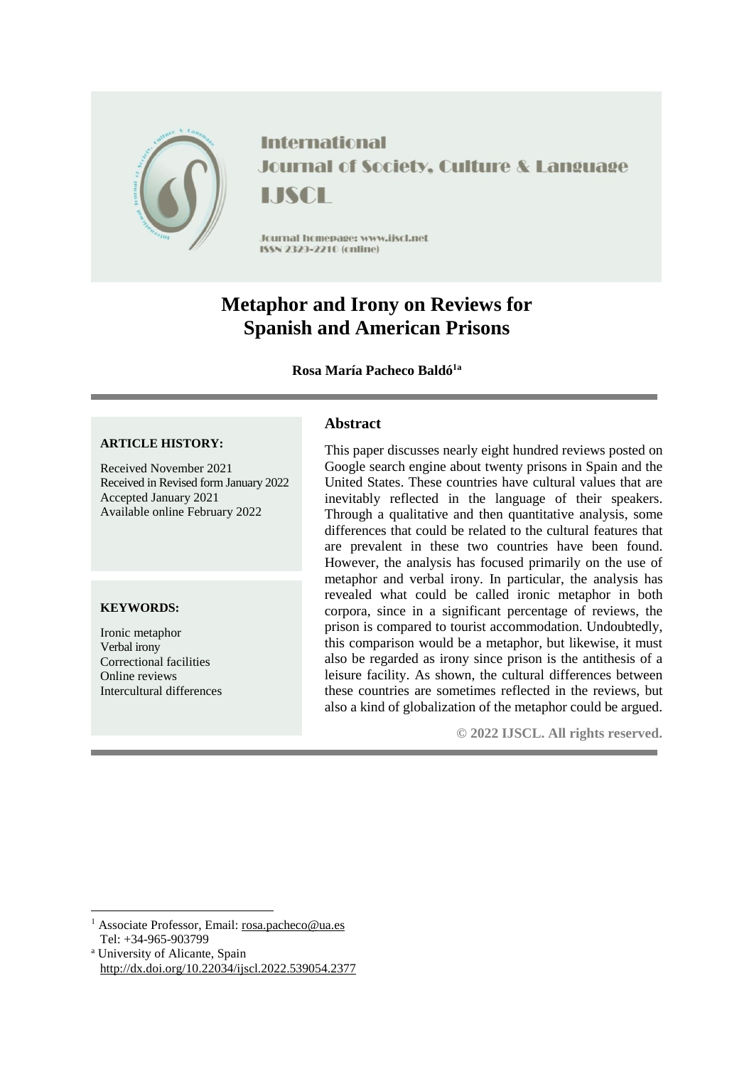International Journal of Society, Culture & Language

IJSCL

Journal homepage: www.ijscl.net

ISSN 2329-2210 (online)

# Metaphor and Irony on Reviews for Spanish and American Prisons

**Rosa María Pacheco Baldó[1a]**

**ARTICLE HISTORY:**

Received November 2021
Received in Revised form January 2022
Accepted January 2021
Available online February 2022

**KEYWORDS:**

Ironic metaphor
Verbal irony
Correctional facilities
Online reviews
Intercultural differences

## Abstract

This paper discusses nearly eight hundred reviews posted on Google search engine about twenty prisons in Spain and the United States. These countries have cultural values that are inevitably reflected in the language of their speakers. Through a qualitative and then quantitative analysis, some differences that could be related to the cultural features that are prevalent in these two countries have been found. However, the analysis has focused primarily on the use of metaphor and verbal irony. In particular, the analysis has revealed what could be called ironic metaphor in both corpora, since in a significant percentage of reviews, the prison is compared to tourist accommodation. Undoubtedly, this comparison would be a metaphor, but likewise, it must also be regarded as irony since prison is the antithesis of a leisure facility. As shown, the cultural differences between these countries are sometimes reflected in the reviews, but also a kind of globalization of the metaphor could be argued.

**© 2022 IJSCL. All rights reserved.**

---

[1] Associate Professor, Email: rosa.pacheco@ua.es
Tel: +34-965-903799

[a] University of Alicante, Spain
http://dx.doi.org/10.22034/ijscl.2022.539054.2377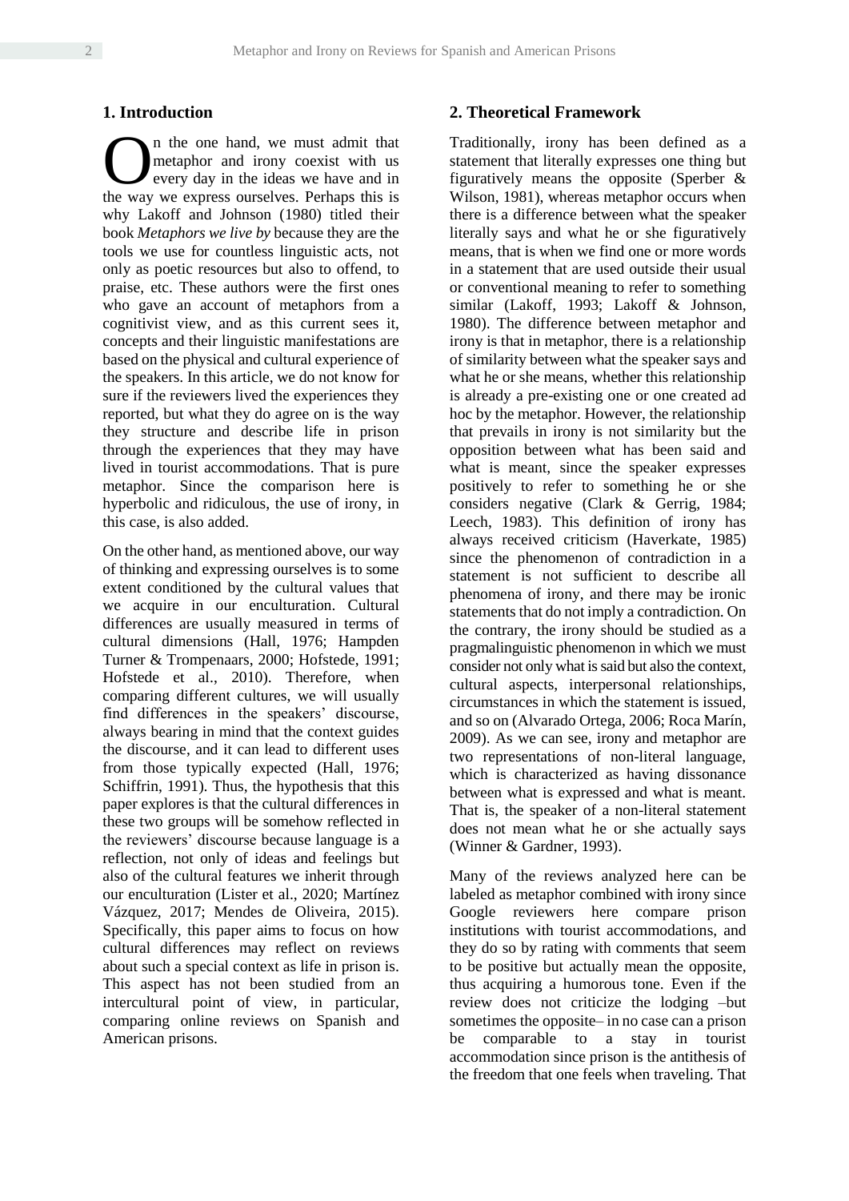## 1. Introduction

On the one hand, we must admit that metaphor and irony coexist with us every day in the ideas we have and in the way we express ourselves. Perhaps this is why Lakoff and Johnson (1980) titled their book *Metaphors we live by* because they are the tools we use for countless linguistic acts, not only as poetic resources but also to offend, to praise, etc. These authors were the first ones who gave an account of metaphors from a cognitivist view, and as this current sees it, concepts and their linguistic manifestations are based on the physical and cultural experience of the speakers. In this article, we do not know for sure if the reviewers lived the experiences they reported, but what they do agree on is the way they structure and describe life in prison through the experiences that they may have lived in tourist accommodations. That is pure metaphor. Since the comparison here is hyperbolic and ridiculous, the use of irony, in this case, is also added.

On the other hand, as mentioned above, our way of thinking and expressing ourselves is to some extent conditioned by the cultural values that we acquire in our enculturation. Cultural differences are usually measured in terms of cultural dimensions (Hall, 1976; Hampden Turner & Trompenaars, 2000; Hofstede, 1991; Hofstede et al., 2010). Therefore, when comparing different cultures, we will usually find differences in the speakers' discourse, always bearing in mind that the context guides the discourse, and it can lead to different uses from those typically expected (Hall, 1976; Schiffrin, 1991). Thus, the hypothesis that this paper explores is that the cultural differences in these two groups will be somehow reflected in the reviewers' discourse because language is a reflection, not only of ideas and feelings but also of the cultural features we inherit through our enculturation (Lister et al., 2020; Martínez Vázquez, 2017; Mendes de Oliveira, 2015). Specifically, this paper aims to focus on how cultural differences may reflect on reviews about such a special context as life in prison is. This aspect has not been studied from an intercultural point of view, in particular, comparing online reviews on Spanish and American prisons.

## 2. Theoretical Framework

Traditionally, irony has been defined as a statement that literally expresses one thing but figuratively means the opposite (Sperber & Wilson, 1981), whereas metaphor occurs when there is a difference between what the speaker literally says and what he or she figuratively means, that is when we find one or more words in a statement that are used outside their usual or conventional meaning to refer to something similar (Lakoff, 1993; Lakoff & Johnson, 1980). The difference between metaphor and irony is that in metaphor, there is a relationship of similarity between what the speaker says and what he or she means, whether this relationship is already a pre-existing one or one created ad hoc by the metaphor. However, the relationship that prevails in irony is not similarity but the opposition between what has been said and what is meant, since the speaker expresses positively to refer to something he or she considers negative (Clark & Gerrig, 1984; Leech, 1983). This definition of irony has always received criticism (Haverkate, 1985) since the phenomenon of contradiction in a statement is not sufficient to describe all phenomena of irony, and there may be ironic statements that do not imply a contradiction. On the contrary, the irony should be studied as a pragmalinguistic phenomenon in which we must consider not only what is said but also the context, cultural aspects, interpersonal relationships, circumstances in which the statement is issued, and so on (Alvarado Ortega, 2006; Roca Marín, 2009). As we can see, irony and metaphor are two representations of non-literal language, which is characterized as having dissonance between what is expressed and what is meant. That is, the speaker of a non-literal statement does not mean what he or she actually says (Winner & Gardner, 1993).

Many of the reviews analyzed here can be labeled as metaphor combined with irony since Google reviewers here compare prison institutions with tourist accommodations, and they do so by rating with comments that seem to be positive but actually mean the opposite, thus acquiring a humorous tone. Even if the review does not criticize the lodging –but sometimes the opposite– in no case can a prison be comparable to a stay in tourist accommodation since prison is the antithesis of the freedom that one feels when traveling. That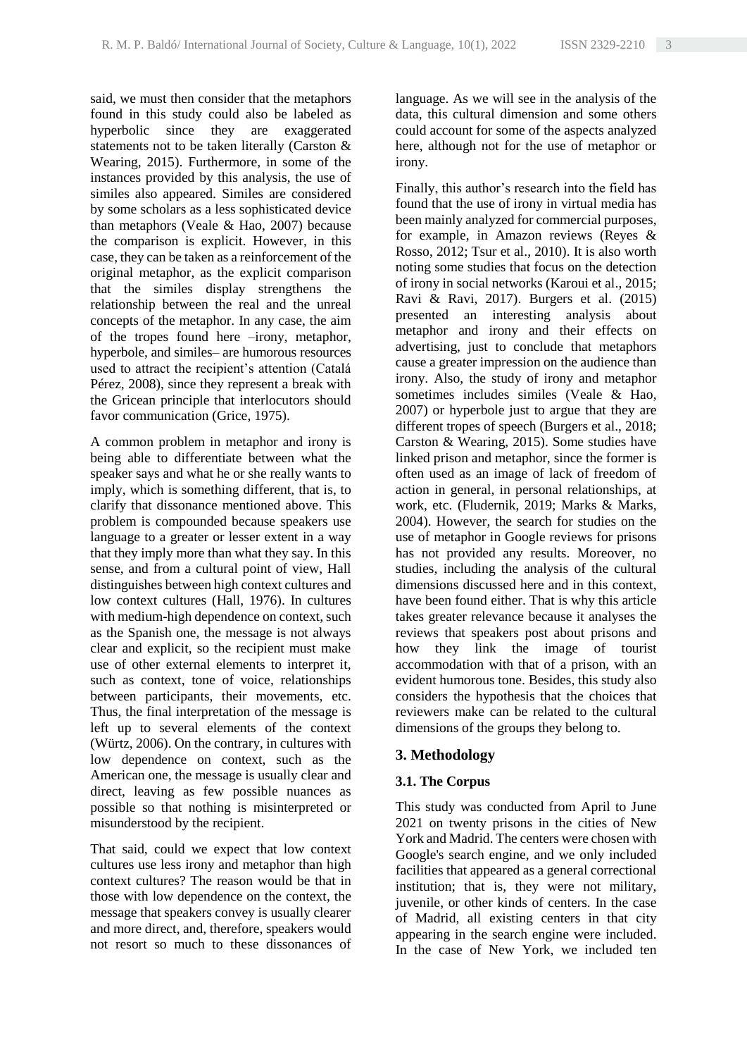said, we must then consider that the metaphors found in this study could also be labeled as hyperbolic since they are exaggerated statements not to be taken literally (Carston & Wearing, 2015). Furthermore, in some of the instances provided by this analysis, the use of similes also appeared. Similes are considered by some scholars as a less sophisticated device than metaphors (Veale & Hao, 2007) because the comparison is explicit. However, in this case, they can be taken as a reinforcement of the original metaphor, as the explicit comparison that the similes display strengthens the relationship between the real and the unreal concepts of the metaphor. In any case, the aim of the tropes found here –irony, metaphor, hyperbole, and similes– are humorous resources used to attract the recipient's attention (Catalá Pérez, 2008), since they represent a break with the Gricean principle that interlocutors should favor communication (Grice, 1975).

A common problem in metaphor and irony is being able to differentiate between what the speaker says and what he or she really wants to imply, which is something different, that is, to clarify that dissonance mentioned above. This problem is compounded because speakers use language to a greater or lesser extent in a way that they imply more than what they say. In this sense, and from a cultural point of view, Hall distinguishes between high context cultures and low context cultures (Hall, 1976). In cultures with medium-high dependence on context, such as the Spanish one, the message is not always clear and explicit, so the recipient must make use of other external elements to interpret it, such as context, tone of voice, relationships between participants, their movements, etc. Thus, the final interpretation of the message is left up to several elements of the context (Würtz, 2006). On the contrary, in cultures with low dependence on context, such as the American one, the message is usually clear and direct, leaving as few possible nuances as possible so that nothing is misinterpreted or misunderstood by the recipient.

That said, could we expect that low context cultures use less irony and metaphor than high context cultures? The reason would be that in those with low dependence on the context, the message that speakers convey is usually clearer and more direct, and, therefore, speakers would not resort so much to these dissonances of language. As we will see in the analysis of the data, this cultural dimension and some others could account for some of the aspects analyzed here, although not for the use of metaphor or irony.

Finally, this author's research into the field has found that the use of irony in virtual media has been mainly analyzed for commercial purposes, for example, in Amazon reviews (Reyes & Rosso, 2012; Tsur et al., 2010). It is also worth noting some studies that focus on the detection of irony in social networks (Karoui et al., 2015; Ravi & Ravi, 2017). Burgers et al. (2015) presented an interesting analysis about metaphor and irony and their effects on advertising, just to conclude that metaphors cause a greater impression on the audience than irony. Also, the study of irony and metaphor sometimes includes similes (Veale & Hao, 2007) or hyperbole just to argue that they are different tropes of speech (Burgers et al., 2018; Carston & Wearing, 2015). Some studies have linked prison and metaphor, since the former is often used as an image of lack of freedom of action in general, in personal relationships, at work, etc. (Fludernik, 2019; Marks & Marks, 2004). However, the search for studies on the use of metaphor in Google reviews for prisons has not provided any results. Moreover, no studies, including the analysis of the cultural dimensions discussed here and in this context, have been found either. That is why this article takes greater relevance because it analyses the reviews that speakers post about prisons and how they link the image of tourist accommodation with that of a prison, with an evident humorous tone. Besides, this study also considers the hypothesis that the choices that reviewers make can be related to the cultural dimensions of the groups they belong to.

## 3. Methodology

### 3.1. The Corpus

This study was conducted from April to June 2021 on twenty prisons in the cities of New York and Madrid. The centers were chosen with Google's search engine, and we only included facilities that appeared as a general correctional institution; that is, they were not military, juvenile, or other kinds of centers. In the case of Madrid, all existing centers in that city appearing in the search engine were included. In the case of New York, we included ten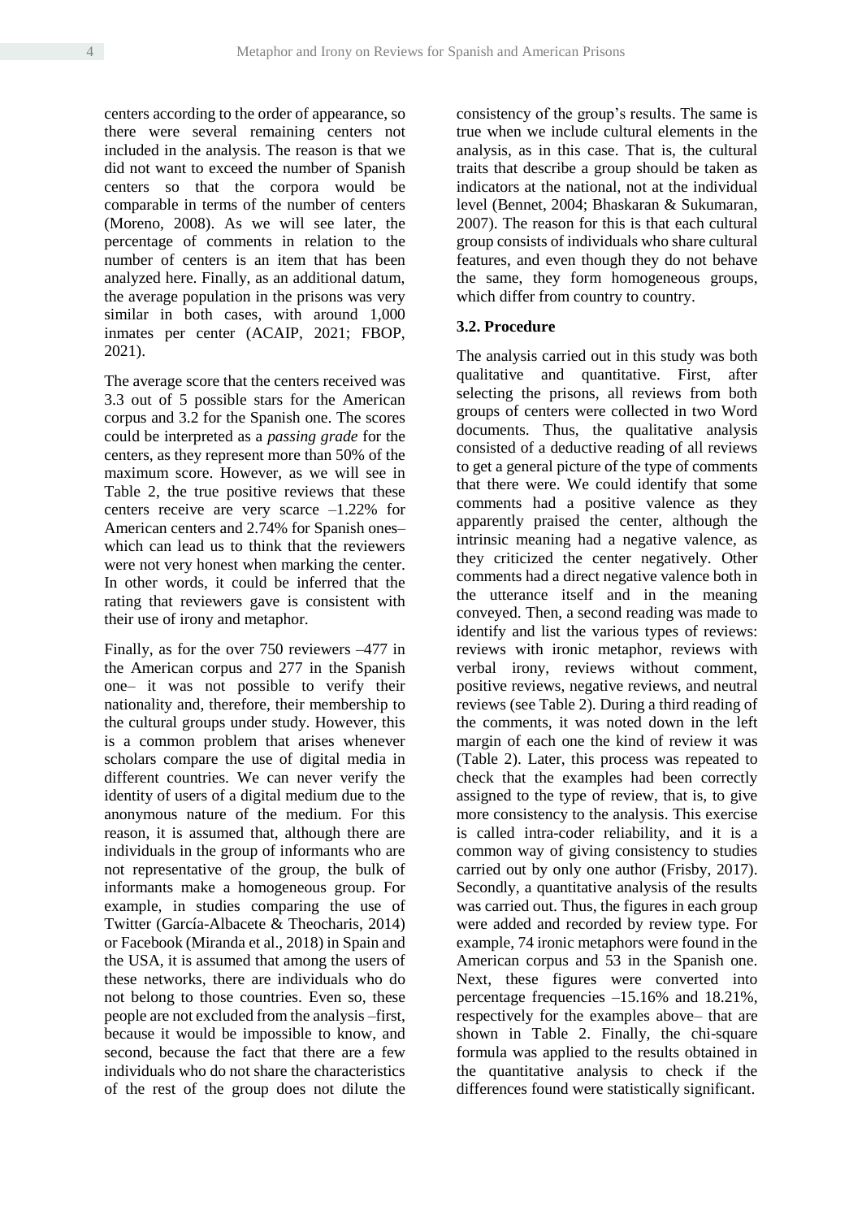centers according to the order of appearance, so there were several remaining centers not included in the analysis. The reason is that we did not want to exceed the number of Spanish centers so that the corpora would be comparable in terms of the number of centers (Moreno, 2008). As we will see later, the percentage of comments in relation to the number of centers is an item that has been analyzed here. Finally, as an additional datum, the average population in the prisons was very similar in both cases, with around 1,000 inmates per center (ACAIP, 2021; FBOP, 2021).

The average score that the centers received was 3.3 out of 5 possible stars for the American corpus and 3.2 for the Spanish one. The scores could be interpreted as a *passing grade* for the centers, as they represent more than 50% of the maximum score. However, as we will see in Table 2, the true positive reviews that these centers receive are very scarce –1.22% for American centers and 2.74% for Spanish ones– which can lead us to think that the reviewers were not very honest when marking the center. In other words, it could be inferred that the rating that reviewers gave is consistent with their use of irony and metaphor.

Finally, as for the over 750 reviewers –477 in the American corpus and 277 in the Spanish one– it was not possible to verify their nationality and, therefore, their membership to the cultural groups under study. However, this is a common problem that arises whenever scholars compare the use of digital media in different countries. We can never verify the identity of users of a digital medium due to the anonymous nature of the medium. For this reason, it is assumed that, although there are individuals in the group of informants who are not representative of the group, the bulk of informants make a homogeneous group. For example, in studies comparing the use of Twitter (García-Albacete & Theocharis, 2014) or Facebook (Miranda et al., 2018) in Spain and the USA, it is assumed that among the users of these networks, there are individuals who do not belong to those countries. Even so, these people are not excluded from the analysis –first, because it would be impossible to know, and second, because the fact that there are a few individuals who do not share the characteristics of the rest of the group does not dilute the consistency of the group's results. The same is true when we include cultural elements in the analysis, as in this case. That is, the cultural traits that describe a group should be taken as indicators at the national, not at the individual level (Bennet, 2004; Bhaskaran & Sukumaran, 2007). The reason for this is that each cultural group consists of individuals who share cultural features, and even though they do not behave the same, they form homogeneous groups, which differ from country to country.

### 3.2. Procedure

The analysis carried out in this study was both qualitative and quantitative. First, after selecting the prisons, all reviews from both groups of centers were collected in two Word documents. Thus, the qualitative analysis consisted of a deductive reading of all reviews to get a general picture of the type of comments that there were. We could identify that some comments had a positive valence as they apparently praised the center, although the intrinsic meaning had a negative valence, as they criticized the center negatively. Other comments had a direct negative valence both in the utterance itself and in the meaning conveyed. Then, a second reading was made to identify and list the various types of reviews: reviews with ironic metaphor, reviews with verbal irony, reviews without comment, positive reviews, negative reviews, and neutral reviews (see Table 2). During a third reading of the comments, it was noted down in the left margin of each one the kind of review it was (Table 2). Later, this process was repeated to check that the examples had been correctly assigned to the type of review, that is, to give more consistency to the analysis. This exercise is called intra-coder reliability, and it is a common way of giving consistency to studies carried out by only one author (Frisby, 2017). Secondly, a quantitative analysis of the results was carried out. Thus, the figures in each group were added and recorded by review type. For example, 74 ironic metaphors were found in the American corpus and 53 in the Spanish one. Next, these figures were converted into percentage frequencies –15.16% and 18.21%, respectively for the examples above– that are shown in Table 2. Finally, the chi-square formula was applied to the results obtained in the quantitative analysis to check if the differences found were statistically significant.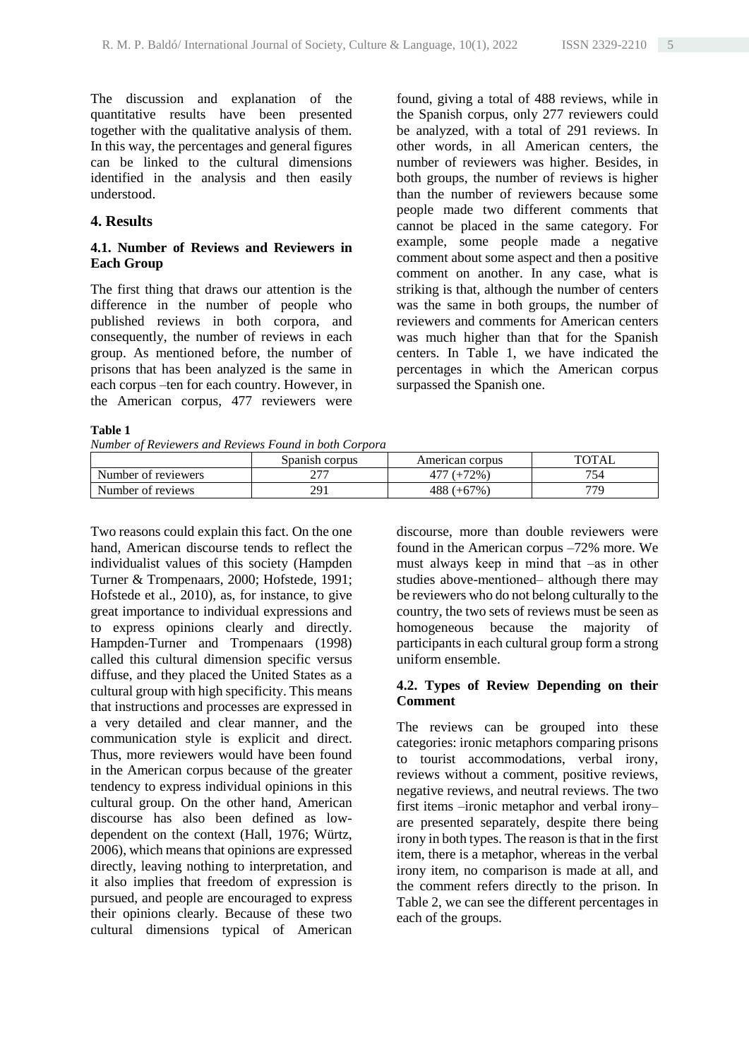The discussion and explanation of the quantitative results have been presented together with the qualitative analysis of them. In this way, the percentages and general figures can be linked to the cultural dimensions identified in the analysis and then easily understood.

## 4. Results

### 4.1. Number of Reviews and Reviewers in Each Group

The first thing that draws our attention is the difference in the number of people who published reviews in both corpora, and consequently, the number of reviews in each group. As mentioned before, the number of prisons that has been analyzed is the same in each corpus –ten for each country. However, in the American corpus, 477 reviewers were found, giving a total of 488 reviews, while in the Spanish corpus, only 277 reviewers could be analyzed, with a total of 291 reviews. In other words, in all American centers, the number of reviewers was higher. Besides, in both groups, the number of reviews is higher than the number of reviewers because some people made two different comments that cannot be placed in the same category. For example, some people made a negative comment about some aspect and then a positive comment on another. In any case, what is striking is that, although the number of centers was the same in both groups, the number of reviewers and comments for American centers was much higher than that for the Spanish centers. In Table 1, we have indicated the percentages in which the American corpus surpassed the Spanish one.

**Table 1**

*Number of Reviewers and Reviews Found in both Corpora*

| | Spanish corpus | American corpus | TOTAL |
|---|---|---|---|
| Number of reviewers | 277 | 477 (+72%) | 754 |
| Number of reviews | 291 | 488 (+67%) | 779 |

Two reasons could explain this fact. On the one hand, American discourse tends to reflect the individualist values of this society (Hampden Turner & Trompenaars, 2000; Hofstede, 1991; Hofstede et al., 2010), as, for instance, to give great importance to individual expressions and to express opinions clearly and directly. Hampden-Turner and Trompenaars (1998) called this cultural dimension specific versus diffuse, and they placed the United States as a cultural group with high specificity. This means that instructions and processes are expressed in a very detailed and clear manner, and the communication style is explicit and direct. Thus, more reviewers would have been found in the American corpus because of the greater tendency to express individual opinions in this cultural group. On the other hand, American discourse has also been defined as low-dependent on the context (Hall, 1976; Würtz, 2006), which means that opinions are expressed directly, leaving nothing to interpretation, and it also implies that freedom of expression is pursued, and people are encouraged to express their opinions clearly. Because of these two cultural dimensions typical of American discourse, more than double reviewers were found in the American corpus –72% more. We must always keep in mind that –as in other studies above-mentioned– although there may be reviewers who do not belong culturally to the country, the two sets of reviews must be seen as homogeneous because the majority of participants in each cultural group form a strong uniform ensemble.

### 4.2. Types of Review Depending on their Comment

The reviews can be grouped into these categories: ironic metaphors comparing prisons to tourist accommodations, verbal irony, reviews without a comment, positive reviews, negative reviews, and neutral reviews. The two first items –ironic metaphor and verbal irony– are presented separately, despite there being irony in both types. The reason is that in the first item, there is a metaphor, whereas in the verbal irony item, no comparison is made at all, and the comment refers directly to the prison. In Table 2, we can see the different percentages in each of the groups.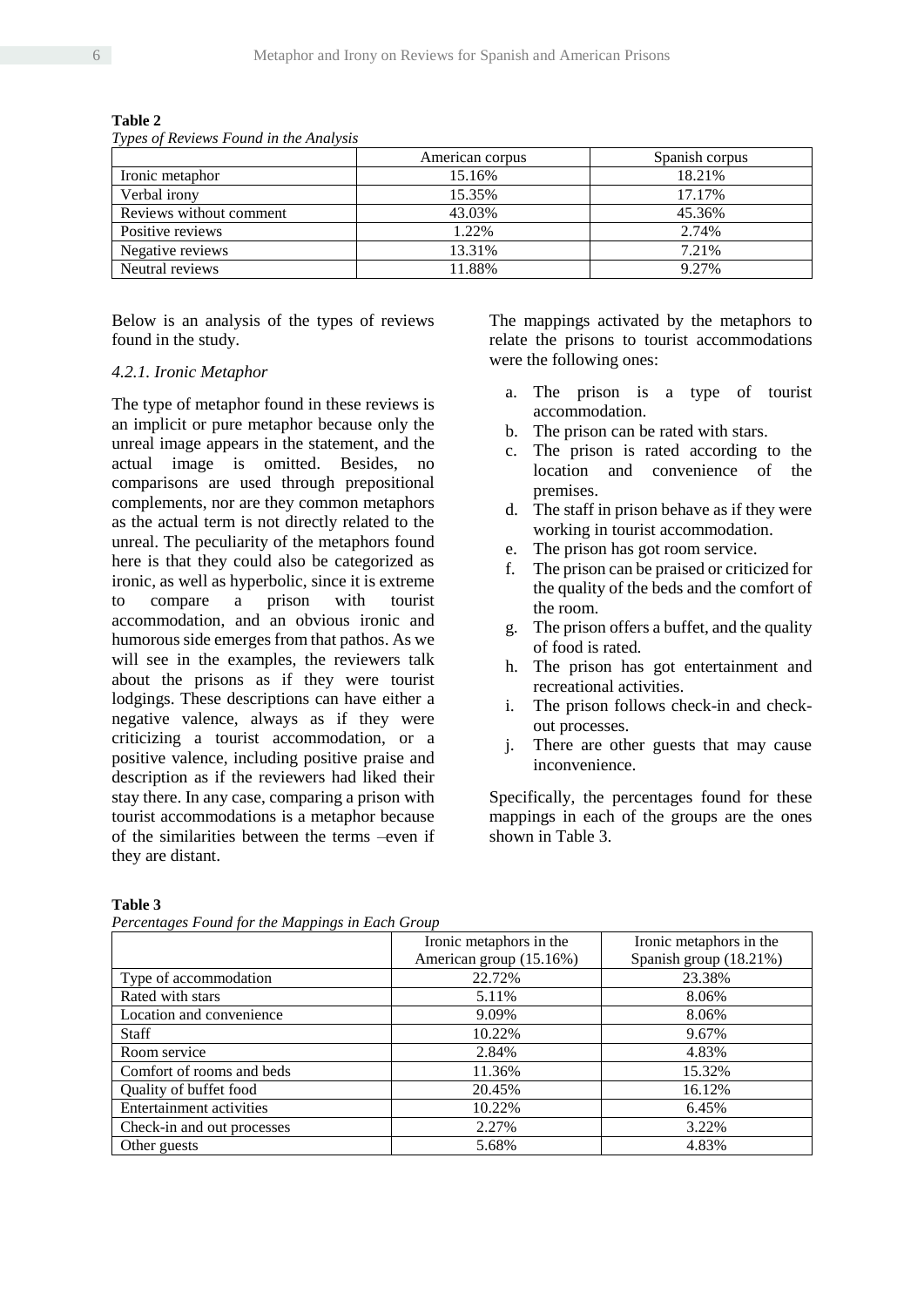**Table 2**
*Types of Reviews Found in the Analysis*

| | American corpus | Spanish corpus |
|---|---|---|
| Ironic metaphor | 15.16% | 18.21% |
| Verbal irony | 15.35% | 17.17% |
| Reviews without comment | 43.03% | 45.36% |
| Positive reviews | 1.22% | 2.74% |
| Negative reviews | 13.31% | 7.21% |
| Neutral reviews | 11.88% | 9.27% |

Below is an analysis of the types of reviews found in the study.

#### *4.2.1. Ironic Metaphor*

The type of metaphor found in these reviews is an implicit or pure metaphor because only the unreal image appears in the statement, and the actual image is omitted. Besides, no comparisons are used through prepositional complements, nor are they common metaphors as the actual term is not directly related to the unreal. The peculiarity of the metaphors found here is that they could also be categorized as ironic, as well as hyperbolic, since it is extreme to compare a prison with tourist accommodation, and an obvious ironic and humorous side emerges from that pathos. As we will see in the examples, the reviewers talk about the prisons as if they were tourist lodgings. These descriptions can have either a negative valence, always as if they were criticizing a tourist accommodation, or a positive valence, including positive praise and description as if the reviewers had liked their stay there. In any case, comparing a prison with tourist accommodations is a metaphor because of the similarities between the terms –even if they are distant.

The mappings activated by the metaphors to relate the prisons to tourist accommodations were the following ones:

a. The prison is a type of tourist accommodation.
b. The prison can be rated with stars.
c. The prison is rated according to the location and convenience of the premises.
d. The staff in prison behave as if they were working in tourist accommodation.
e. The prison has got room service.
f. The prison can be praised or criticized for the quality of the beds and the comfort of the room.
g. The prison offers a buffet, and the quality of food is rated.
h. The prison has got entertainment and recreational activities.
i. The prison follows check-in and check-out processes.
j. There are other guests that may cause inconvenience.

Specifically, the percentages found for these mappings in each of the groups are the ones shown in Table 3.

**Table 3**
*Percentages Found for the Mappings in Each Group*

| | Ironic metaphors in the American group (15.16%) | Ironic metaphors in the Spanish group (18.21%) |
|---|---|---|
| Type of accommodation | 22.72% | 23.38% |
| Rated with stars | 5.11% | 8.06% |
| Location and convenience | 9.09% | 8.06% |
| Staff | 10.22% | 9.67% |
| Room service | 2.84% | 4.83% |
| Comfort of rooms and beds | 11.36% | 15.32% |
| Quality of buffet food | 20.45% | 16.12% |
| Entertainment activities | 10.22% | 6.45% |
| Check-in and out processes | 2.27% | 3.22% |
| Other guests | 5.68% | 4.83% |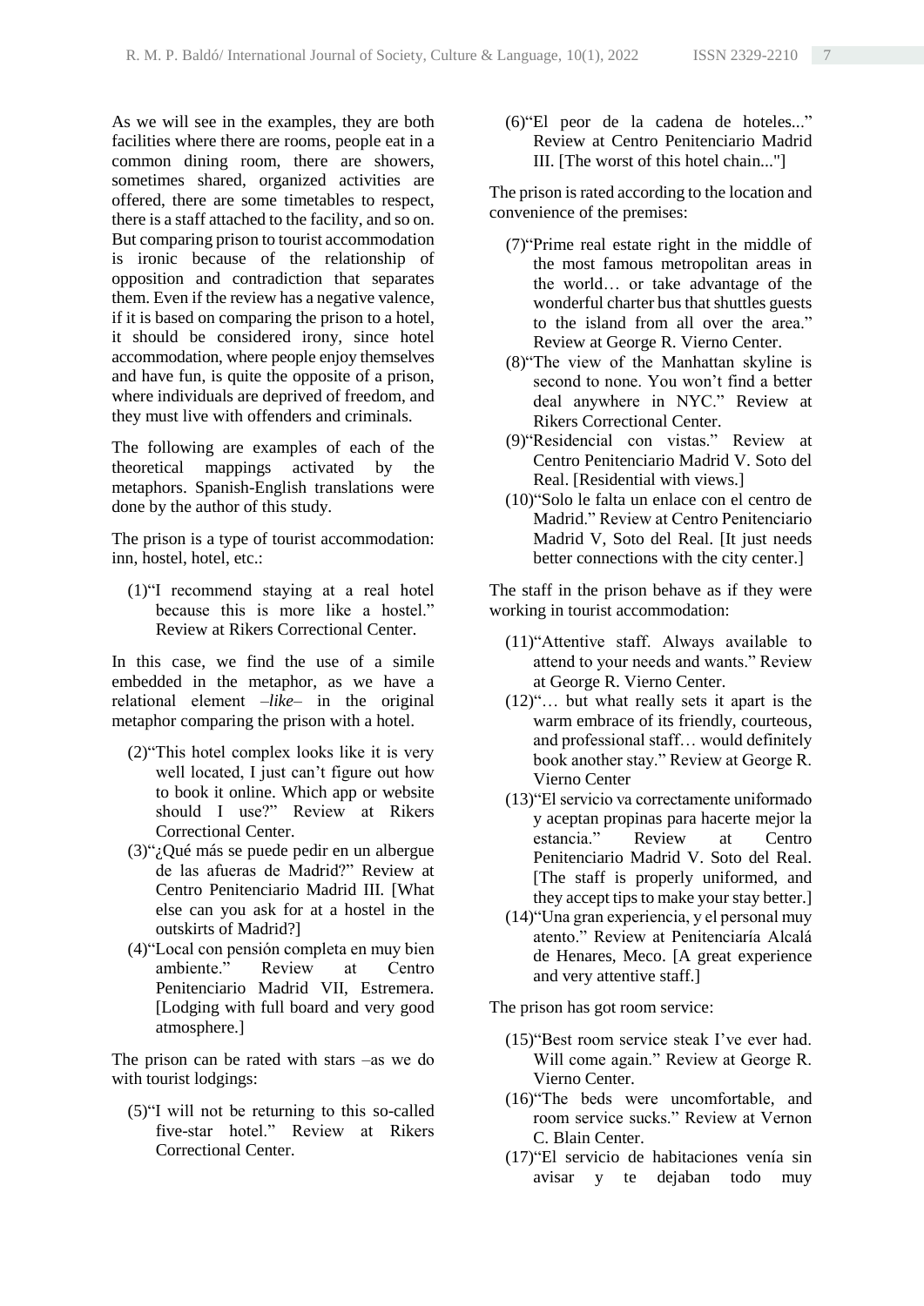As we will see in the examples, they are both facilities where there are rooms, people eat in a common dining room, there are showers, sometimes shared, organized activities are offered, there are some timetables to respect, there is a staff attached to the facility, and so on. But comparing prison to tourist accommodation is ironic because of the relationship of opposition and contradiction that separates them. Even if the review has a negative valence, if it is based on comparing the prison to a hotel, it should be considered irony, since hotel accommodation, where people enjoy themselves and have fun, is quite the opposite of a prison, where individuals are deprived of freedom, and they must live with offenders and criminals.

The following are examples of each of the theoretical mappings activated by the metaphors. Spanish-English translations were done by the author of this study.

The prison is a type of tourist accommodation: inn, hostel, hotel, etc.:

(1)"I recommend staying at a real hotel because this is more like a hostel." Review at Rikers Correctional Center.

In this case, we find the use of a simile embedded in the metaphor, as we have a relational element –*like*– in the original metaphor comparing the prison with a hotel.

(2)"This hotel complex looks like it is very well located, I just can't figure out how to book it online. Which app or website should I use?" Review at Rikers Correctional Center.

(3)"¿Qué más se puede pedir en un albergue de las afueras de Madrid?" Review at Centro Penitenciario Madrid III. [What else can you ask for at a hostel in the outskirts of Madrid?]

(4)"Local con pensión completa en muy bien ambiente." Review at Centro Penitenciario Madrid VII, Estremera. [Lodging with full board and very good atmosphere.]

The prison can be rated with stars –as we do with tourist lodgings:

(5)"I will not be returning to this so-called five-star hotel." Review at Rikers Correctional Center.

(6)"El peor de la cadena de hoteles..." Review at Centro Penitenciario Madrid III. [The worst of this hotel chain..."]

The prison is rated according to the location and convenience of the premises:

(7)"Prime real estate right in the middle of the most famous metropolitan areas in the world… or take advantage of the wonderful charter bus that shuttles guests to the island from all over the area." Review at George R. Vierno Center.

(8)"The view of the Manhattan skyline is second to none. You won't find a better deal anywhere in NYC." Review at Rikers Correctional Center.

(9)"Residencial con vistas." Review at Centro Penitenciario Madrid V. Soto del Real. [Residential with views.]

(10)"Solo le falta un enlace con el centro de Madrid." Review at Centro Penitenciario Madrid V, Soto del Real. [It just needs better connections with the city center.]

The staff in the prison behave as if they were working in tourist accommodation:

(11)"Attentive staff. Always available to attend to your needs and wants." Review at George R. Vierno Center.

(12)"… but what really sets it apart is the warm embrace of its friendly, courteous, and professional staff… would definitely book another stay." Review at George R. Vierno Center

(13)"El servicio va correctamente uniformado y aceptan propinas para hacerte mejor la estancia." Review at Centro Penitenciario Madrid V. Soto del Real. [The staff is properly uniformed, and they accept tips to make your stay better.]

(14)"Una gran experiencia, y el personal muy atento." Review at Penitenciaría Alcalá de Henares, Meco. [A great experience and very attentive staff.]

The prison has got room service:

(15)"Best room service steak I've ever had. Will come again." Review at George R. Vierno Center.

(16)"The beds were uncomfortable, and room service sucks." Review at Vernon C. Blain Center.

(17)"El servicio de habitaciones venía sin avisar y te dejaban todo muy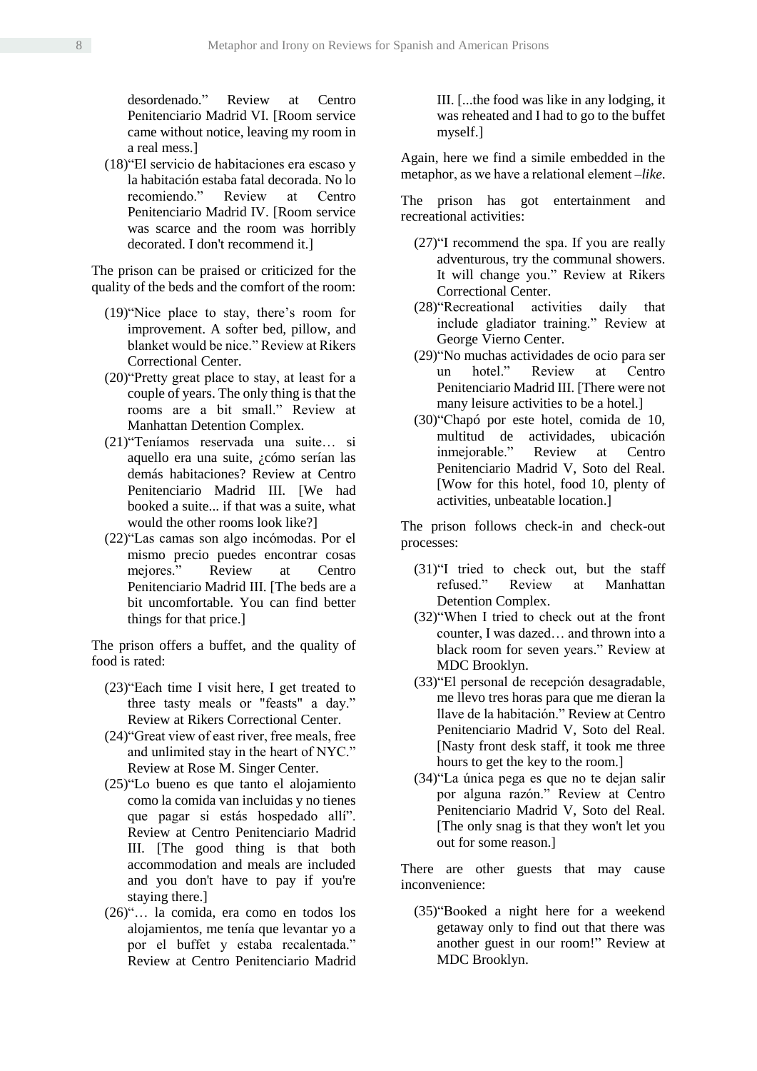desordenado." Review at Centro Penitenciario Madrid VI. [Room service came without notice, leaving my room in a real mess.]

(18)"El servicio de habitaciones era escaso y la habitación estaba fatal decorada. No lo recomiendo." Review at Centro Penitenciario Madrid IV. [Room service was scarce and the room was horribly decorated. I don't recommend it.]

The prison can be praised or criticized for the quality of the beds and the comfort of the room:

(19)"Nice place to stay, there's room for improvement. A softer bed, pillow, and blanket would be nice." Review at Rikers Correctional Center.

(20)"Pretty great place to stay, at least for a couple of years. The only thing is that the rooms are a bit small." Review at Manhattan Detention Complex.

(21)"Teníamos reservada una suite… si aquello era una suite, ¿cómo serían las demás habitaciones? Review at Centro Penitenciario Madrid III. [We had booked a suite... if that was a suite, what would the other rooms look like?]

(22)"Las camas son algo incómodas. Por el mismo precio puedes encontrar cosas mejores." Review at Centro Penitenciario Madrid III. [The beds are a bit uncomfortable. You can find better things for that price.]

The prison offers a buffet, and the quality of food is rated:

(23)"Each time I visit here, I get treated to three tasty meals or "feasts" a day." Review at Rikers Correctional Center.

(24)"Great view of east river, free meals, free and unlimited stay in the heart of NYC." Review at Rose M. Singer Center.

(25)"Lo bueno es que tanto el alojamiento como la comida van incluidas y no tienes que pagar si estás hospedado allí". Review at Centro Penitenciario Madrid III. [The good thing is that both accommodation and meals are included and you don't have to pay if you're staying there.]

(26)"… la comida, era como en todos los alojamientos, me tenía que levantar yo a por el buffet y estaba recalentada." Review at Centro Penitenciario Madrid III. [...the food was like in any lodging, it was reheated and I had to go to the buffet myself.]

Again, here we find a simile embedded in the metaphor, as we have a relational element –*like*.

The prison has got entertainment and recreational activities:

(27)"I recommend the spa. If you are really adventurous, try the communal showers. It will change you." Review at Rikers Correctional Center.

(28)"Recreational activities daily that include gladiator training." Review at George Vierno Center.

(29)"No muchas actividades de ocio para ser un hotel." Review at Centro Penitenciario Madrid III. [There were not many leisure activities to be a hotel.]

(30)"Chapó por este hotel, comida de 10, multitud de actividades, ubicación inmejorable." Review at Centro Penitenciario Madrid V, Soto del Real. [Wow for this hotel, food 10, plenty of activities, unbeatable location.]

The prison follows check-in and check-out processes:

(31)"I tried to check out, but the staff refused." Review at Manhattan Detention Complex.

(32)"When I tried to check out at the front counter, I was dazed… and thrown into a black room for seven years." Review at MDC Brooklyn.

(33)"El personal de recepción desagradable, me llevo tres horas para que me dieran la llave de la habitación." Review at Centro Penitenciario Madrid V, Soto del Real. [Nasty front desk staff, it took me three hours to get the key to the room.]

(34)"La única pega es que no te dejan salir por alguna razón." Review at Centro Penitenciario Madrid V, Soto del Real. [The only snag is that they won't let you out for some reason.]

There are other guests that may cause inconvenience:

(35)"Booked a night here for a weekend getaway only to find out that there was another guest in our room!" Review at MDC Brooklyn.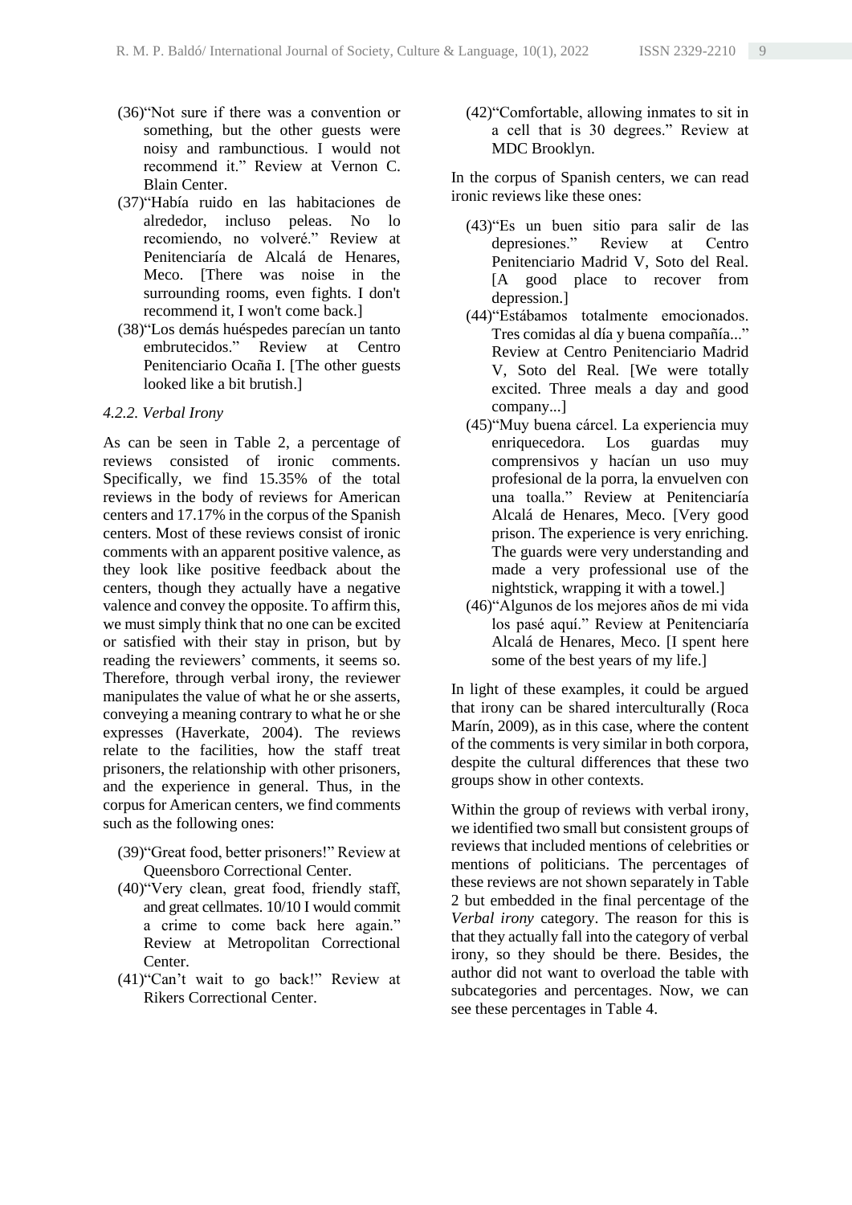(36)"Not sure if there was a convention or something, but the other guests were noisy and rambunctious. I would not recommend it." Review at Vernon C. Blain Center.

(37)"Había ruido en las habitaciones de alrededor, incluso peleas. No lo recomiendo, no volveré." Review at Penitenciaría de Alcalá de Henares, Meco. [There was noise in the surrounding rooms, even fights. I don't recommend it, I won't come back.]

(38)"Los demás huéspedes parecían un tanto embrutecidos." Review at Centro Penitenciario Ocaña I. [The other guests looked like a bit brutish.]

*4.2.2. Verbal Irony*

As can be seen in Table 2, a percentage of reviews consisted of ironic comments. Specifically, we find 15.35% of the total reviews in the body of reviews for American centers and 17.17% in the corpus of the Spanish centers. Most of these reviews consist of ironic comments with an apparent positive valence, as they look like positive feedback about the centers, though they actually have a negative valence and convey the opposite. To affirm this, we must simply think that no one can be excited or satisfied with their stay in prison, but by reading the reviewers' comments, it seems so. Therefore, through verbal irony, the reviewer manipulates the value of what he or she asserts, conveying a meaning contrary to what he or she expresses (Haverkate, 2004). The reviews relate to the facilities, how the staff treat prisoners, the relationship with other prisoners, and the experience in general. Thus, in the corpus for American centers, we find comments such as the following ones:

(39)"Great food, better prisoners!" Review at Queensboro Correctional Center.

(40)"Very clean, great food, friendly staff, and great cellmates. 10/10 I would commit a crime to come back here again." Review at Metropolitan Correctional Center.

(41)"Can't wait to go back!" Review at Rikers Correctional Center.

(42)"Comfortable, allowing inmates to sit in a cell that is 30 degrees." Review at MDC Brooklyn.

In the corpus of Spanish centers, we can read ironic reviews like these ones:

(43)"Es un buen sitio para salir de las depresiones." Review at Centro Penitenciario Madrid V, Soto del Real. [A good place to recover from depression.]

(44)"Estábamos totalmente emocionados. Tres comidas al día y buena compañía..." Review at Centro Penitenciario Madrid V, Soto del Real. [We were totally excited. Three meals a day and good company...]

(45)"Muy buena cárcel. La experiencia muy enriquecedora. Los guardas muy comprensivos y hacían un uso muy profesional de la porra, la envuelven con una toalla." Review at Penitenciaría Alcalá de Henares, Meco. [Very good prison. The experience is very enriching. The guards were very understanding and made a very professional use of the nightstick, wrapping it with a towel.]

(46)"Algunos de los mejores años de mi vida los pasé aquí." Review at Penitenciaría Alcalá de Henares, Meco. [I spent here some of the best years of my life.]

In light of these examples, it could be argued that irony can be shared interculturally (Roca Marín, 2009), as in this case, where the content of the comments is very similar in both corpora, despite the cultural differences that these two groups show in other contexts.

Within the group of reviews with verbal irony, we identified two small but consistent groups of reviews that included mentions of celebrities or mentions of politicians. The percentages of these reviews are not shown separately in Table 2 but embedded in the final percentage of the *Verbal irony* category. The reason for this is that they actually fall into the category of verbal irony, so they should be there. Besides, the author did not want to overload the table with subcategories and percentages. Now, we can see these percentages in Table 4.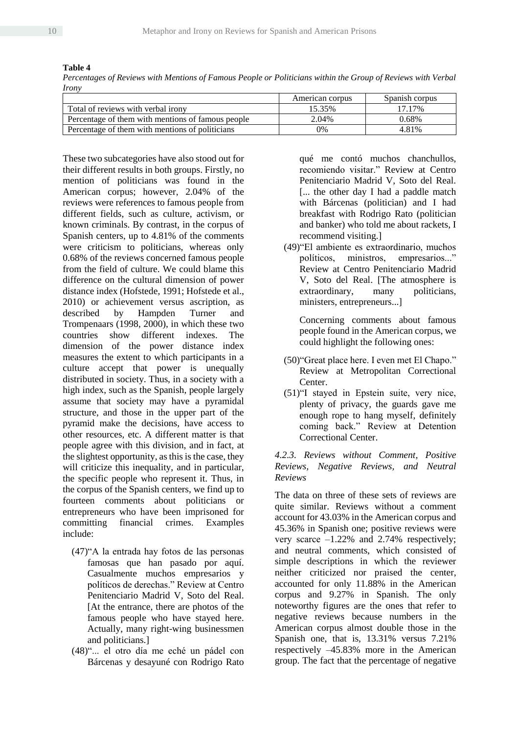**Table 4**

*Percentages of Reviews with Mentions of Famous People or Politicians within the Group of Reviews with Verbal Irony*

| | American corpus | Spanish corpus |
|---|---|---|
| Total of reviews with verbal irony | 15.35% | 17.17% |
| Percentage of them with mentions of famous people | 2.04% | 0.68% |
| Percentage of them with mentions of politicians | 0% | 4.81% |

These two subcategories have also stood out for their different results in both groups. Firstly, no mention of politicians was found in the American corpus; however, 2.04% of the reviews were references to famous people from different fields, such as culture, activism, or known criminals. By contrast, in the corpus of Spanish centers, up to 4.81% of the comments were criticism to politicians, whereas only 0.68% of the reviews concerned famous people from the field of culture. We could blame this difference on the cultural dimension of power distance index (Hofstede, 1991; Hofstede et al., 2010) or achievement versus ascription, as described by Hampden Turner and Trompenaars (1998, 2000), in which these two countries show different indexes. The dimension of the power distance index measures the extent to which participants in a culture accept that power is unequally distributed in society. Thus, in a society with a high index, such as the Spanish, people largely assume that society may have a pyramidal structure, and those in the upper part of the pyramid make the decisions, have access to other resources, etc. A different matter is that people agree with this division, and in fact, at the slightest opportunity, as this is the case, they will criticize this inequality, and in particular, the specific people who represent it. Thus, in the corpus of the Spanish centers, we find up to fourteen comments about politicians or entrepreneurs who have been imprisoned for committing financial crimes. Examples include:

(47)"A la entrada hay fotos de las personas famosas que han pasado por aquí. Casualmente muchos empresarios y políticos de derechas." Review at Centro Penitenciario Madrid V, Soto del Real. [At the entrance, there are photos of the famous people who have stayed here. Actually, many right-wing businessmen and politicians.]

(48)"... el otro día me eché un pádel con Bárcenas y desayuné con Rodrigo Rato qué me contó muchos chanchullos, recomiendo visitar." Review at Centro Penitenciario Madrid V, Soto del Real. [... the other day I had a paddle match with Bárcenas (politician) and I had breakfast with Rodrigo Rato (politician and banker) who told me about rackets, I recommend visiting.]

(49)"El ambiente es extraordinario, muchos políticos, ministros, empresarios..." Review at Centro Penitenciario Madrid V, Soto del Real. [The atmosphere is extraordinary, many politicians, ministers, entrepreneurs...]

Concerning comments about famous people found in the American corpus, we could highlight the following ones:

(50)"Great place here. I even met El Chapo." Review at Metropolitan Correctional Center.

(51)"I stayed in Epstein suite, very nice, plenty of privacy, the guards gave me enough rope to hang myself, definitely coming back." Review at Detention Correctional Center.

#### *4.2.3. Reviews without Comment, Positive Reviews, Negative Reviews, and Neutral Reviews*

The data on three of these sets of reviews are quite similar. Reviews without a comment account for 43.03% in the American corpus and 45.36% in Spanish one; positive reviews were very scarce –1.22% and 2.74% respectively; and neutral comments, which consisted of simple descriptions in which the reviewer neither criticized nor praised the center, accounted for only 11.88% in the American corpus and 9.27% in Spanish. The only noteworthy figures are the ones that refer to negative reviews because numbers in the American corpus almost double those in the Spanish one, that is, 13.31% versus 7.21% respectively –45.83% more in the American group. The fact that the percentage of negative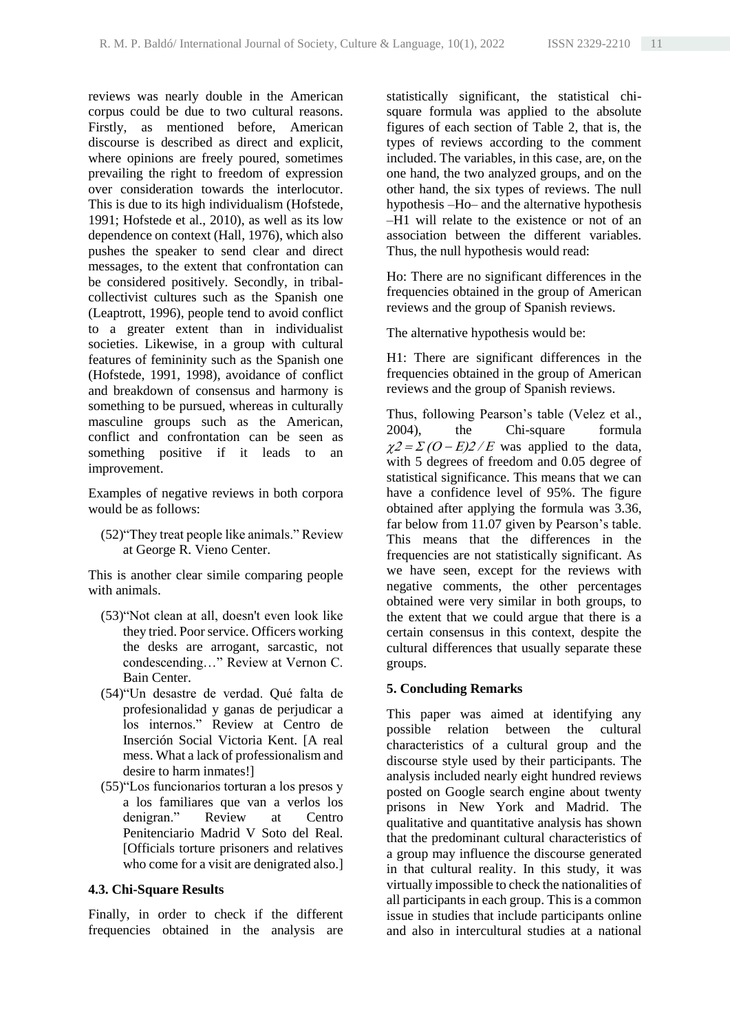reviews was nearly double in the American corpus could be due to two cultural reasons. Firstly, as mentioned before, American discourse is described as direct and explicit, where opinions are freely poured, sometimes prevailing the right to freedom of expression over consideration towards the interlocutor. This is due to its high individualism (Hofstede, 1991; Hofstede et al., 2010), as well as its low dependence on context (Hall, 1976), which also pushes the speaker to send clear and direct messages, to the extent that confrontation can be considered positively. Secondly, in tribal-collectivist cultures such as the Spanish one (Leaptrott, 1996), people tend to avoid conflict to a greater extent than in individualist societies. Likewise, in a group with cultural features of femininity such as the Spanish one (Hofstede, 1991, 1998), avoidance of conflict and breakdown of consensus and harmony is something to be pursued, whereas in culturally masculine groups such as the American, conflict and confrontation can be seen as something positive if it leads to an improvement.

Examples of negative reviews in both corpora would be as follows:

(52)"They treat people like animals." Review at George R. Vieno Center.

This is another clear simile comparing people with animals.

(53)"Not clean at all, doesn't even look like they tried. Poor service. Officers working the desks are arrogant, sarcastic, not condescending…" Review at Vernon C. Bain Center.

(54)"Un desastre de verdad. Qué falta de profesionalidad y ganas de perjudicar a los internos." Review at Centro de Inserción Social Victoria Kent. [A real mess. What a lack of professionalism and desire to harm inmates!]

(55)"Los funcionarios torturan a los presos y a los familiares que van a verlos los denigran." Review at Centro Penitenciario Madrid V Soto del Real. [Officials torture prisoners and relatives who come for a visit are denigrated also.]

### 4.3. Chi-Square Results

Finally, in order to check if the different frequencies obtained in the analysis are statistically significant, the statistical chi-square formula was applied to the absolute figures of each section of Table 2, that is, the types of reviews according to the comment included. The variables, in this case, are, on the one hand, the two analyzed groups, and on the other hand, the six types of reviews. The null hypothesis –Ho– and the alternative hypothesis –H1 will relate to the existence or not of an association between the different variables. Thus, the null hypothesis would read:

Ho: There are no significant differences in the frequencies obtained in the group of American reviews and the group of Spanish reviews.

The alternative hypothesis would be:

H1: There are significant differences in the frequencies obtained in the group of American reviews and the group of Spanish reviews.

Thus, following Pearson's table (Velez et al., 2004), the Chi-square formula $\chi 2 = \Sigma (O - E)2 / E$ was applied to the data, with 5 degrees of freedom and 0.05 degree of statistical significance. This means that we can have a confidence level of 95%. The figure obtained after applying the formula was 3.36, far below from 11.07 given by Pearson's table. This means that the differences in the frequencies are not statistically significant. As we have seen, except for the reviews with negative comments, the other percentages obtained were very similar in both groups, to the extent that we could argue that there is a certain consensus in this context, despite the cultural differences that usually separate these groups.

## 5. Concluding Remarks

This paper was aimed at identifying any possible relation between the cultural characteristics of a cultural group and the discourse style used by their participants. The analysis included nearly eight hundred reviews posted on Google search engine about twenty prisons in New York and Madrid. The qualitative and quantitative analysis has shown that the predominant cultural characteristics of a group may influence the discourse generated in that cultural reality. In this study, it was virtually impossible to check the nationalities of all participants in each group. This is a common issue in studies that include participants online and also in intercultural studies at a national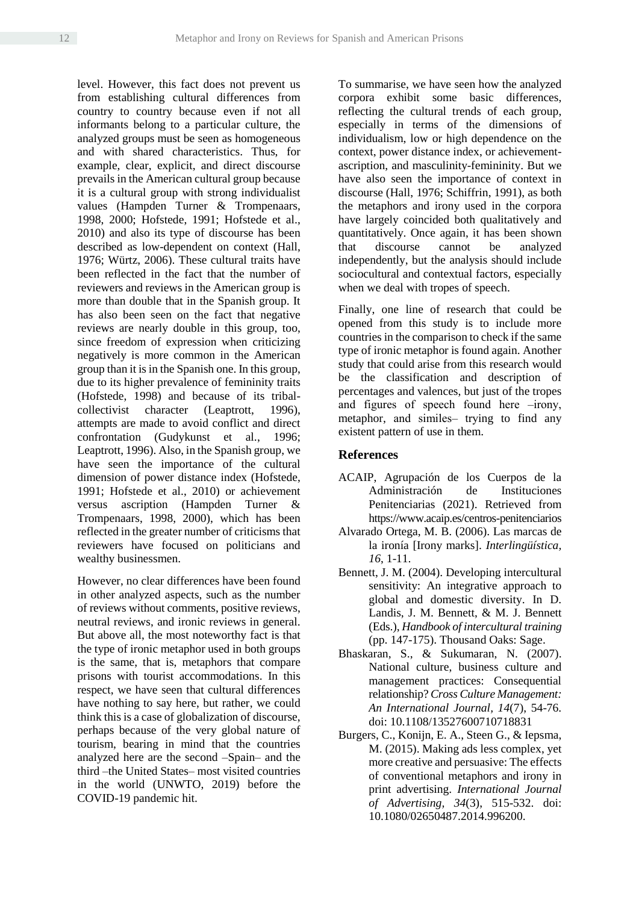level. However, this fact does not prevent us from establishing cultural differences from country to country because even if not all informants belong to a particular culture, the analyzed groups must be seen as homogeneous and with shared characteristics. Thus, for example, clear, explicit, and direct discourse prevails in the American cultural group because it is a cultural group with strong individualist values (Hampden Turner & Trompenaars, 1998, 2000; Hofstede, 1991; Hofstede et al., 2010) and also its type of discourse has been described as low-dependent on context (Hall, 1976; Würtz, 2006). These cultural traits have been reflected in the fact that the number of reviewers and reviews in the American group is more than double that in the Spanish group. It has also been seen on the fact that negative reviews are nearly double in this group, too, since freedom of expression when criticizing negatively is more common in the American group than it is in the Spanish one. In this group, due to its higher prevalence of femininity traits (Hofstede, 1998) and because of its tribal-collectivist character (Leaptrott, 1996), attempts are made to avoid conflict and direct confrontation (Gudykunst et al., 1996; Leaptrott, 1996). Also, in the Spanish group, we have seen the importance of the cultural dimension of power distance index (Hofstede, 1991; Hofstede et al., 2010) or achievement versus ascription (Hampden Turner & Trompenaars, 1998, 2000), which has been reflected in the greater number of criticisms that reviewers have focused on politicians and wealthy businessmen.

However, no clear differences have been found in other analyzed aspects, such as the number of reviews without comments, positive reviews, neutral reviews, and ironic reviews in general. But above all, the most noteworthy fact is that the type of ironic metaphor used in both groups is the same, that is, metaphors that compare prisons with tourist accommodations. In this respect, we have seen that cultural differences have nothing to say here, but rather, we could think this is a case of globalization of discourse, perhaps because of the very global nature of tourism, bearing in mind that the countries analyzed here are the second –Spain– and the third –the United States– most visited countries in the world (UNWTO, 2019) before the COVID-19 pandemic hit.

To summarise, we have seen how the analyzed corpora exhibit some basic differences, reflecting the cultural trends of each group, especially in terms of the dimensions of individualism, low or high dependence on the context, power distance index, or achievement-ascription, and masculinity-femininity. But we have also seen the importance of context in discourse (Hall, 1976; Schiffrin, 1991), as both the metaphors and irony used in the corpora have largely coincided both qualitatively and quantitatively. Once again, it has been shown that discourse cannot be analyzed independently, but the analysis should include sociocultural and contextual factors, especially when we deal with tropes of speech.

Finally, one line of research that could be opened from this study is to include more countries in the comparison to check if the same type of ironic metaphor is found again. Another study that could arise from this research would be the classification and description of percentages and valences, but just of the tropes and figures of speech found here –irony, metaphor, and similes– trying to find any existent pattern of use in them.

## References

ACAIP, Agrupación de los Cuerpos de la Administración de Instituciones Penitenciarias (2021). Retrieved from https://www.acaip.es/centros-penitenciarios

Alvarado Ortega, M. B. (2006). Las marcas de la ironía [Irony marks]. *Interlingüística, 16*, 1-11.

Bennett, J. M. (2004). Developing intercultural sensitivity: An integrative approach to global and domestic diversity. In D. Landis, J. M. Bennett, & M. J. Bennett (Eds.), *Handbook of intercultural training* (pp. 147-175). Thousand Oaks: Sage.

Bhaskaran, S., & Sukumaran, N. (2007). National culture, business culture and management practices: Consequential relationship? *Cross Culture Management: An International Journal, 14*(7), 54-76. doi: 10.1108/13527600710718831

Burgers, C., Konijn, E. A., Steen G., & Iepsma, M. (2015). Making ads less complex, yet more creative and persuasive: The effects of conventional metaphors and irony in print advertising. *International Journal of Advertising, 34*(3), 515-532. doi: 10.1080/02650487.2014.996200.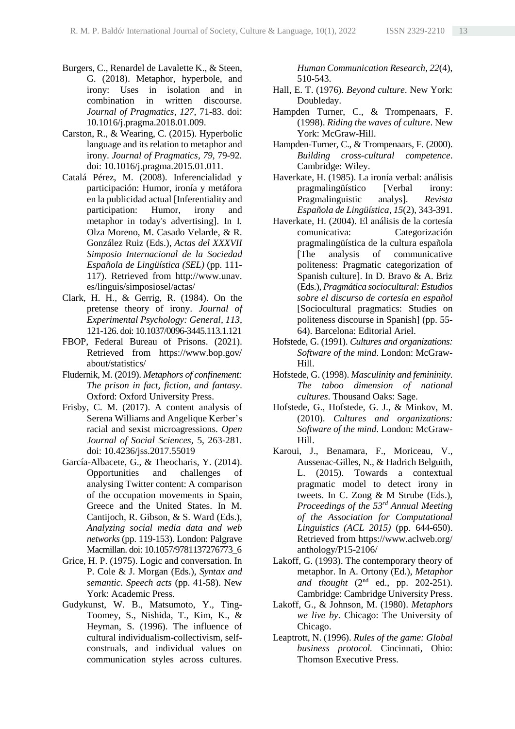Burgers, C., Renardel de Lavalette K., & Steen, G. (2018). Metaphor, hyperbole, and irony: Uses in isolation and in combination in written discourse. *Journal of Pragmatics*, *127*, 71-83. doi: 10.1016/j.pragma.2018.01.009.

Carston, R., & Wearing, C. (2015). Hyperbolic language and its relation to metaphor and irony. *Journal of Pragmatics*, *79*, 79-92. doi: 10.1016/j.pragma.2015.01.011.

Catalá Pérez, M. (2008). Inferencialidad y participación: Humor, ironía y metáfora en la publicidad actual [Inferentiality and participation: Humor, irony and metaphor in today's advertising]. In I. Olza Moreno, M. Casado Velarde, & R. González Ruiz (Eds.), *Actas del XXXVII Simposio Internacional de la Sociedad Española de Lingüística (SEL)* (pp. 111-117). Retrieved from http://www.unav.es/linguis/simposiosel/actas/

Clark, H. H., & Gerrig, R. (1984). On the pretense theory of irony. *Journal of Experimental Psychology: General*, *113*, 121-126. doi: 10.1037/0096-3445.113.1.121

FBOP, Federal Bureau of Prisons. (2021). Retrieved from https://www.bop.gov/about/statistics/

Fludernik, M. (2019). *Metaphors of confinement: The prison in fact, fiction, and fantasy*. Oxford: Oxford University Press.

Frisby, C. M. (2017). A content analysis of Serena Williams and Angelique Kerber's racial and sexist microagressions. *Open Journal of Social Sciences*, 5, 263-281. doi: 10.4236/jss.2017.55019

García-Albacete, G., & Theocharis, Y. (2014). Opportunities and challenges of analysing Twitter content: A comparison of the occupation movements in Spain, Greece and the United States. In M. Cantijoch, R. Gibson, & S. Ward (Eds.), *Analyzing social media data and web networks* (pp. 119-153). London: Palgrave Macmillan. doi: 10.1057/9781137276773_6

Grice, H. P. (1975). Logic and conversation. In P. Cole & J. Morgan (Eds.), *Syntax and semantic. Speech acts* (pp. 41-58). New York: Academic Press.

Gudykunst, W. B., Matsumoto, Y., Ting-Toomey, S., Nishida, T., Kim, K., & Heyman, S. (1996). The influence of cultural individualism-collectivism, self-construals, and individual values on communication styles across cultures. *Human Communication Research*, *22*(4), 510-543.

Hall, E. T. (1976). *Beyond culture*. New York: Doubleday.

Hampden Turner, C., & Trompenaars, F. (1998). *Riding the waves of culture*. New York: McGraw-Hill.

Hampden-Turner, C., & Trompenaars, F. (2000). *Building cross-cultural competence*. Cambridge: Wiley.

Haverkate, H. (1985). La ironía verbal: análisis pragmalingüístico [Verbal irony: Pragmalinguistic analys]. *Revista Española de Lingüística*, *15*(2), 343-391.

Haverkate, H. (2004). El análisis de la cortesía comunicativa: Categorización pragmalingüística de la cultura española [The analysis of communicative politeness: Pragmatic categorization of Spanish culture]. In D. Bravo & A. Briz (Eds.), *Pragmática sociocultural: Estudios sobre el discurso de cortesía en español* [Sociocultural pragmatics: Studies on politeness discourse in Spanish] (pp. 55-64). Barcelona: Editorial Ariel.

Hofstede, G. (1991). *Cultures and organizations: Software of the mind*. London: McGraw-Hill.

Hofstede, G. (1998). *Masculinity and femininity. The taboo dimension of national cultures*. Thousand Oaks: Sage.

Hofstede, G., Hofstede, G. J., & Minkov, M. (2010). *Cultures and organizations: Software of the mind*. London: McGraw-Hill.

Karoui, J., Benamara, F., Moriceau, V., Aussenac-Gilles, N., & Hadrich Belguith, L. (2015). Towards a contextual pragmatic model to detect irony in tweets. In C. Zong & M Strube (Eds.), *Proceedings of the 53rd Annual Meeting of the Association for Computational Linguistics (ACL 2015)* (pp. 644-650). Retrieved from https://www.aclweb.org/anthology/P15-2106/

Lakoff, G. (1993). The contemporary theory of metaphor. In A. Ortony (Ed.), *Metaphor and thought* (2nd ed., pp. 202-251). Cambridge: Cambridge University Press.

Lakoff, G., & Johnson, M. (1980). *Metaphors we live by*. Chicago: The University of Chicago.

Leaptrott, N. (1996). *Rules of the game: Global business protocol.* Cincinnati, Ohio: Thomson Executive Press.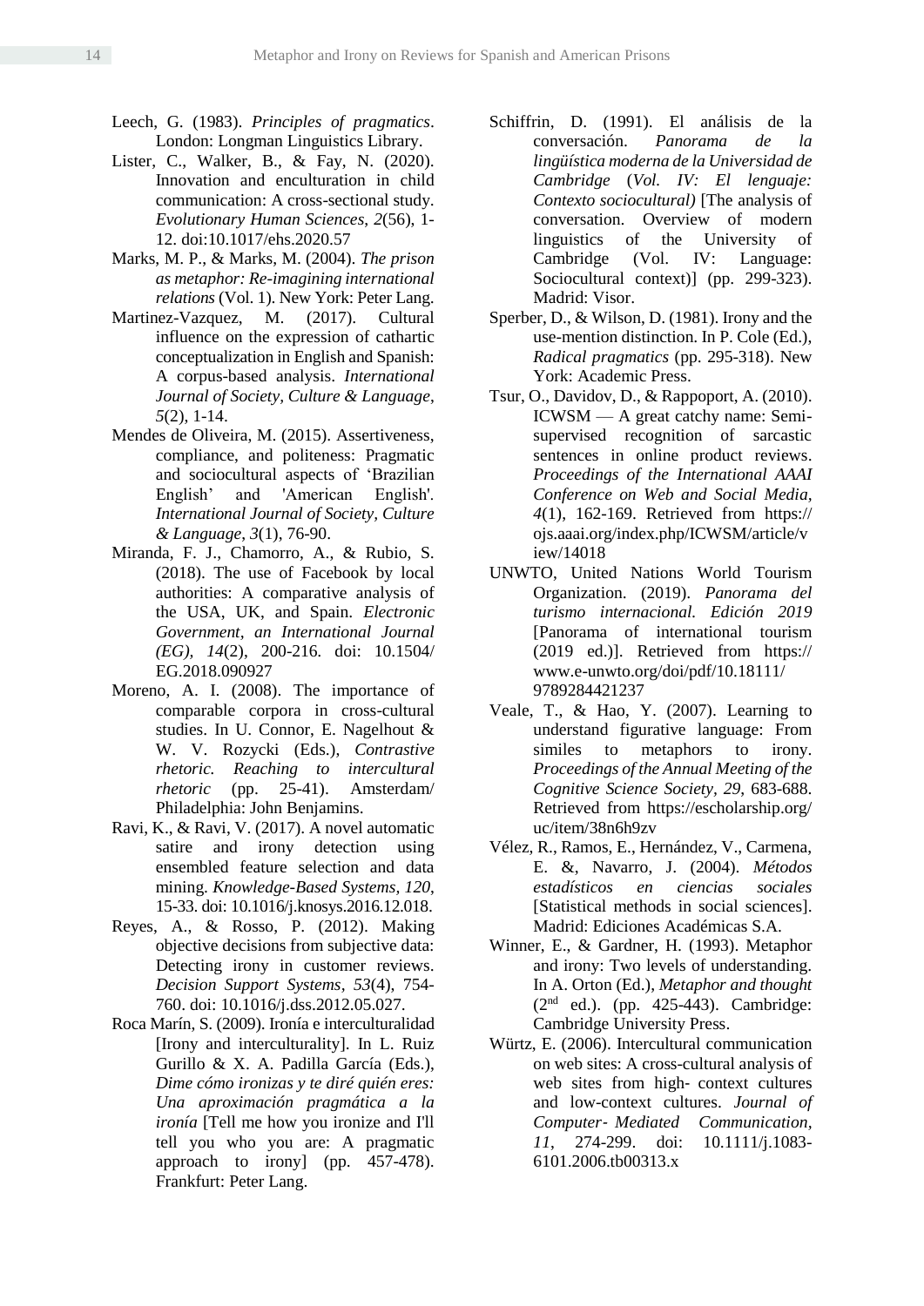Leech, G. (1983). *Principles of pragmatics*. London: Longman Linguistics Library.

Lister, C., Walker, B., & Fay, N. (2020). Innovation and enculturation in child communication: A cross-sectional study. *Evolutionary Human Sciences*, *2*(56), 1-12. doi:10.1017/ehs.2020.57

Marks, M. P., & Marks, M. (2004). *The prison as metaphor: Re-imagining international relations* (Vol. 1). New York: Peter Lang.

Martinez-Vazquez, M. (2017). Cultural influence on the expression of cathartic conceptualization in English and Spanish: A corpus-based analysis. *International Journal of Society, Culture & Language*, *5*(2), 1-14.

Mendes de Oliveira, M. (2015). Assertiveness, compliance, and politeness: Pragmatic and sociocultural aspects of 'Brazilian English' and 'American English'. *International Journal of Society, Culture & Language*, *3*(1), 76-90.

Miranda, F. J., Chamorro, A., & Rubio, S. (2018). The use of Facebook by local authorities: A comparative analysis of the USA, UK, and Spain. *Electronic Government, an International Journal (EG)*, *14*(2), 200-216. doi: 10.1504/ EG.2018.090927

Moreno, A. I. (2008). The importance of comparable corpora in cross-cultural studies. In U. Connor, E. Nagelhout & W. V. Rozycki (Eds.), *Contrastive rhetoric. Reaching to intercultural rhetoric* (pp. 25-41). Amsterdam/ Philadelphia: John Benjamins.

Ravi, K., & Ravi, V. (2017). A novel automatic satire and irony detection using ensembled feature selection and data mining. *Knowledge-Based Systems, 120*, 15-33. doi: 10.1016/j.knosys.2016.12.018.

Reyes, A., & Rosso, P. (2012). Making objective decisions from subjective data: Detecting irony in customer reviews. *Decision Support Systems*, *53*(4), 754-760. doi: 10.1016/j.dss.2012.05.027.

Roca Marín, S. (2009). Ironía e interculturalidad [Irony and interculturality]. In L. Ruiz Gurillo & X. A. Padilla García (Eds.), *Dime cómo ironizas y te diré quién eres: Una aproximación pragmática a la ironía* [Tell me how you ironize and I'll tell you who you are: A pragmatic approach to irony] (pp. 457-478). Frankfurt: Peter Lang.

Schiffrin, D. (1991). El análisis de la conversación. *Panorama de la lingüística moderna de la Universidad de Cambridge* (*Vol. IV: El lenguaje: Contexto sociocultural)* [The analysis of conversation. Overview of modern linguistics of the University of Cambridge (Vol. IV: Language: Sociocultural context)] (pp. 299-323). Madrid: Visor.

Sperber, D., & Wilson, D. (1981). Irony and the use-mention distinction. In P. Cole (Ed.), *Radical pragmatics* (pp. 295-318). New York: Academic Press.

Tsur, O., Davidov, D., & Rappoport, A. (2010). ICWSM — A great catchy name: Semi-supervised recognition of sarcastic sentences in online product reviews. *Proceedings of the International AAAI Conference on Web and Social Media*, *4*(1), 162-169. Retrieved from https:// ojs.aaai.org/index.php/ICWSM/article/view/14018

UNWTO, United Nations World Tourism Organization. (2019). *Panorama del turismo internacional. Edición 2019* [Panorama of international tourism (2019 ed.)]. Retrieved from https:// www.e-unwto.org/doi/pdf/10.18111/ 9789284421237

Veale, T., & Hao, Y. (2007). Learning to understand figurative language: From similes to metaphors to irony. *Proceedings of the Annual Meeting of the Cognitive Science Society*, *29*, 683-688. Retrieved from https://escholarship.org/ uc/item/38n6h9zv

Vélez, R., Ramos, E., Hernández, V., Carmena, E. &, Navarro, J. (2004). *Métodos estadísticos en ciencias sociales* [Statistical methods in social sciences]. Madrid: Ediciones Académicas S.A.

Winner, E., & Gardner, H. (1993). Metaphor and irony: Two levels of understanding. In A. Orton (Ed.), *Metaphor and thought* (2nd ed.). (pp. 425-443). Cambridge: Cambridge University Press.

Würtz, E. (2006). Intercultural communication on web sites: A cross-cultural analysis of web sites from high- context cultures and low-context cultures. *Journal of Computer- Mediated Communication*, *11*, 274-299. doi: 10.1111/j.1083-6101.2006.tb00313.x